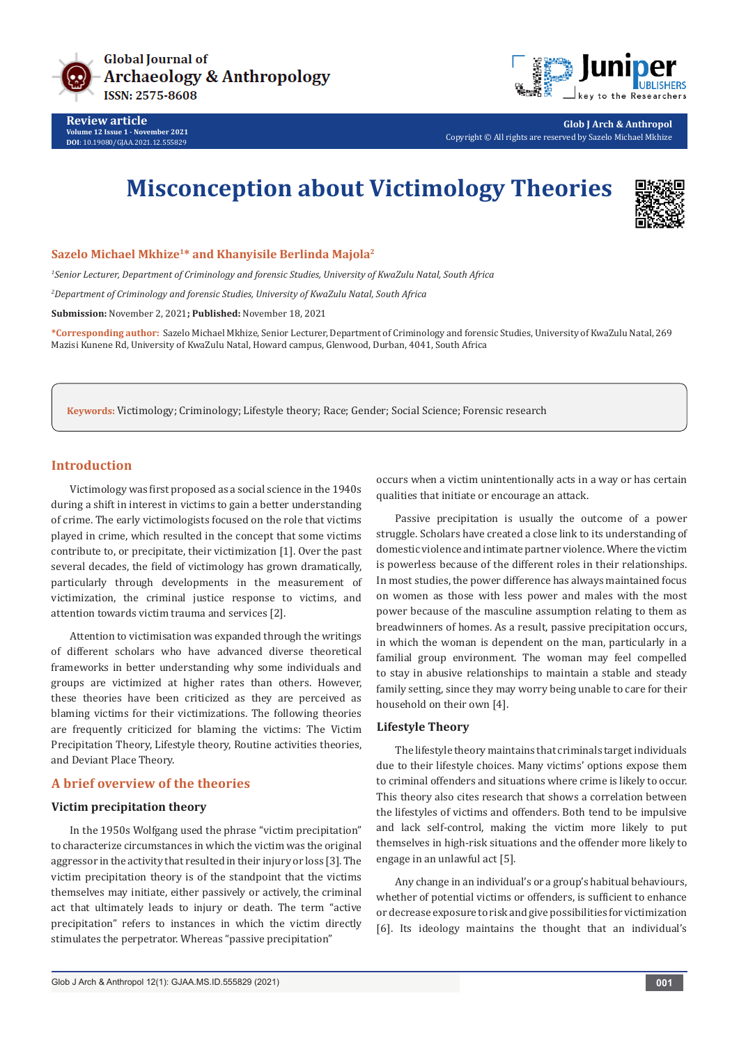Review article

Volume 12 Issue 1 - November 2021

DOI: 10.19080/GJAA.2021.12.555829

Copyright © All rights are reserved by Sazelo Michael Mkhize

# Misconception about Victimology Theories

**Sazelo Michael Mkhize[1]* and Khanyisile Berlinda Majola[2]**

[1]*Senior Lecturer, Department of Criminology and forensic Studies, University of KwaZulu Natal, South Africa*

[2]*Department of Criminology and forensic Studies, University of KwaZulu Natal, South Africa*

**Submission:** November 2, 2021**; Published:** November 18, 2021

***Corresponding author:** Sazelo Michael Mkhize, Senior Lecturer, Department of Criminology and forensic Studies, University of KwaZulu Natal, 269 Mazisi Kunene Rd, University of KwaZulu Natal, Howard campus, Glenwood, Durban, 4041, South Africa

**Keywords:** Victimology; Criminology; Lifestyle theory; Race; Gender; Social Science; Forensic research

## Introduction

Victimology was first proposed as a social science in the 1940s during a shift in interest in victims to gain a better understanding of crime. The early victimologists focused on the role that victims played in crime, which resulted in the concept that some victims contribute to, or precipitate, their victimization [1]. Over the past several decades, the field of victimology has grown dramatically, particularly through developments in the measurement of victimization, the criminal justice response to victims, and attention towards victim trauma and services [2].

Attention to victimisation was expanded through the writings of different scholars who have advanced diverse theoretical frameworks in better understanding why some individuals and groups are victimized at higher rates than others. However, these theories have been criticized as they are perceived as blaming victims for their victimizations. The following theories are frequently criticized for blaming the victims: The Victim Precipitation Theory, Lifestyle theory, Routine activities theories, and Deviant Place Theory.

## A brief overview of the theories

### Victim precipitation theory

In the 1950s Wolfgang used the phrase "victim precipitation" to characterize circumstances in which the victim was the original aggressor in the activity that resulted in their injury or loss [3]. The victim precipitation theory is of the standpoint that the victims themselves may initiate, either passively or actively, the criminal act that ultimately leads to injury or death. The term "active precipitation" refers to instances in which the victim directly stimulates the perpetrator. Whereas "passive precipitation" occurs when a victim unintentionally acts in a way or has certain qualities that initiate or encourage an attack.

Passive precipitation is usually the outcome of a power struggle. Scholars have created a close link to its understanding of domestic violence and intimate partner violence. Where the victim is powerless because of the different roles in their relationships. In most studies, the power difference has always maintained focus on women as those with less power and males with the most power because of the masculine assumption relating to them as breadwinners of homes. As a result, passive precipitation occurs, in which the woman is dependent on the man, particularly in a familial group environment. The woman may feel compelled to stay in abusive relationships to maintain a stable and steady family setting, since they may worry being unable to care for their household on their own [4].

### Lifestyle Theory

The lifestyle theory maintains that criminals target individuals due to their lifestyle choices. Many victims' options expose them to criminal offenders and situations where crime is likely to occur. This theory also cites research that shows a correlation between the lifestyles of victims and offenders. Both tend to be impulsive and lack self-control, making the victim more likely to put themselves in high-risk situations and the offender more likely to engage in an unlawful act [5].

Any change in an individual's or a group's habitual behaviours, whether of potential victims or offenders, is sufficient to enhance or decrease exposure to risk and give possibilities for victimization [6]. Its ideology maintains the thought that an individual's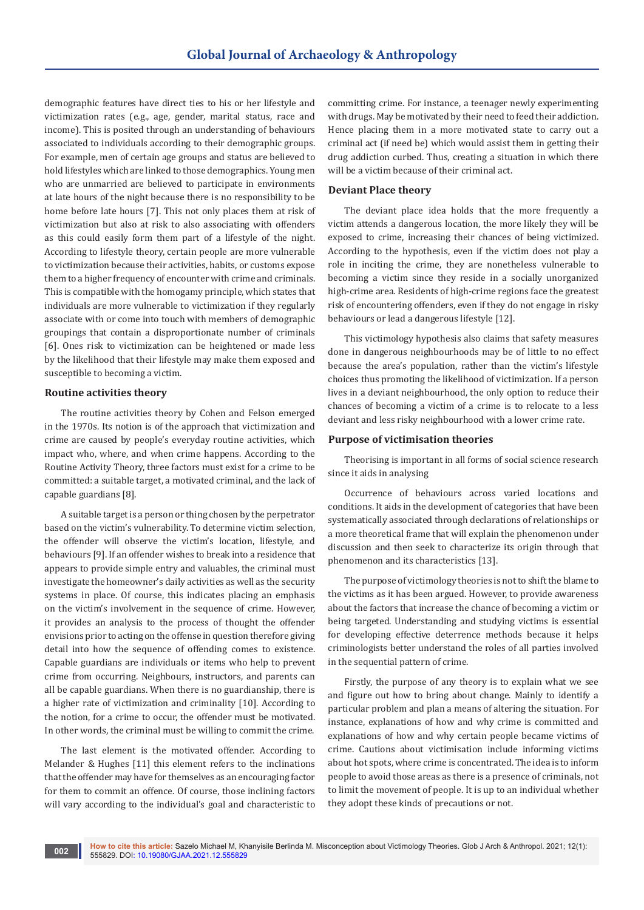demographic features have direct ties to his or her lifestyle and victimization rates (e.g., age, gender, marital status, race and income). This is posited through an understanding of behaviours associated to individuals according to their demographic groups. For example, men of certain age groups and status are believed to hold lifestyles which are linked to those demographics. Young men who are unmarried are believed to participate in environments at late hours of the night because there is no responsibility to be home before late hours [7]. This not only places them at risk of victimization but also at risk to also associating with offenders as this could easily form them part of a lifestyle of the night. According to lifestyle theory, certain people are more vulnerable to victimization because their activities, habits, or customs expose them to a higher frequency of encounter with crime and criminals. This is compatible with the homogamy principle, which states that individuals are more vulnerable to victimization if they regularly associate with or come into touch with members of demographic groupings that contain a disproportionate number of criminals [6]. Ones risk to victimization can be heightened or made less by the likelihood that their lifestyle may make them exposed and susceptible to becoming a victim.

## Routine activities theory

The routine activities theory by Cohen and Felson emerged in the 1970s. Its notion is of the approach that victimization and crime are caused by people's everyday routine activities, which impact who, where, and when crime happens. According to the Routine Activity Theory, three factors must exist for a crime to be committed: a suitable target, a motivated criminal, and the lack of capable guardians [8].

A suitable target is a person or thing chosen by the perpetrator based on the victim's vulnerability. To determine victim selection, the offender will observe the victim's location, lifestyle, and behaviours [9]. If an offender wishes to break into a residence that appears to provide simple entry and valuables, the criminal must investigate the homeowner's daily activities as well as the security systems in place. Of course, this indicates placing an emphasis on the victim's involvement in the sequence of crime. However, it provides an analysis to the process of thought the offender envisions prior to acting on the offense in question therefore giving detail into how the sequence of offending comes to existence. Capable guardians are individuals or items who help to prevent crime from occurring. Neighbours, instructors, and parents can all be capable guardians. When there is no guardianship, there is a higher rate of victimization and criminality [10]. According to the notion, for a crime to occur, the offender must be motivated. In other words, the criminal must be willing to commit the crime.

The last element is the motivated offender. According to Melander & Hughes [11] this element refers to the inclinations that the offender may have for themselves as an encouraging factor for them to commit an offence. Of course, those inclining factors will vary according to the individual's goal and characteristic to committing crime. For instance, a teenager newly experimenting with drugs. May be motivated by their need to feed their addiction. Hence placing them in a more motivated state to carry out a criminal act (if need be) which would assist them in getting their drug addiction curbed. Thus, creating a situation in which there will be a victim because of their criminal act.

## Deviant Place theory

The deviant place idea holds that the more frequently a victim attends a dangerous location, the more likely they will be exposed to crime, increasing their chances of being victimized. According to the hypothesis, even if the victim does not play a role in inciting the crime, they are nonetheless vulnerable to becoming a victim since they reside in a socially unorganized high-crime area. Residents of high-crime regions face the greatest risk of encountering offenders, even if they do not engage in risky behaviours or lead a dangerous lifestyle [12].

This victimology hypothesis also claims that safety measures done in dangerous neighbourhoods may be of little to no effect because the area's population, rather than the victim's lifestyle choices thus promoting the likelihood of victimization. If a person lives in a deviant neighbourhood, the only option to reduce their chances of becoming a victim of a crime is to relocate to a less deviant and less risky neighbourhood with a lower crime rate.

## Purpose of victimisation theories

Theorising is important in all forms of social science research since it aids in analysing

Occurrence of behaviours across varied locations and conditions. It aids in the development of categories that have been systematically associated through declarations of relationships or a more theoretical frame that will explain the phenomenon under discussion and then seek to characterize its origin through that phenomenon and its characteristics [13].

The purpose of victimology theories is not to shift the blame to the victims as it has been argued. However, to provide awareness about the factors that increase the chance of becoming a victim or being targeted. Understanding and studying victims is essential for developing effective deterrence methods because it helps criminologists better understand the roles of all parties involved in the sequential pattern of crime.

Firstly, the purpose of any theory is to explain what we see and figure out how to bring about change. Mainly to identify a particular problem and plan a means of altering the situation. For instance, explanations of how and why crime is committed and explanations of how and why certain people became victims of crime. Cautions about victimisation include informing victims about hot spots, where crime is concentrated. The idea is to inform people to avoid those areas as there is a presence of criminals, not to limit the movement of people. It is up to an individual whether they adopt these kinds of precautions or not.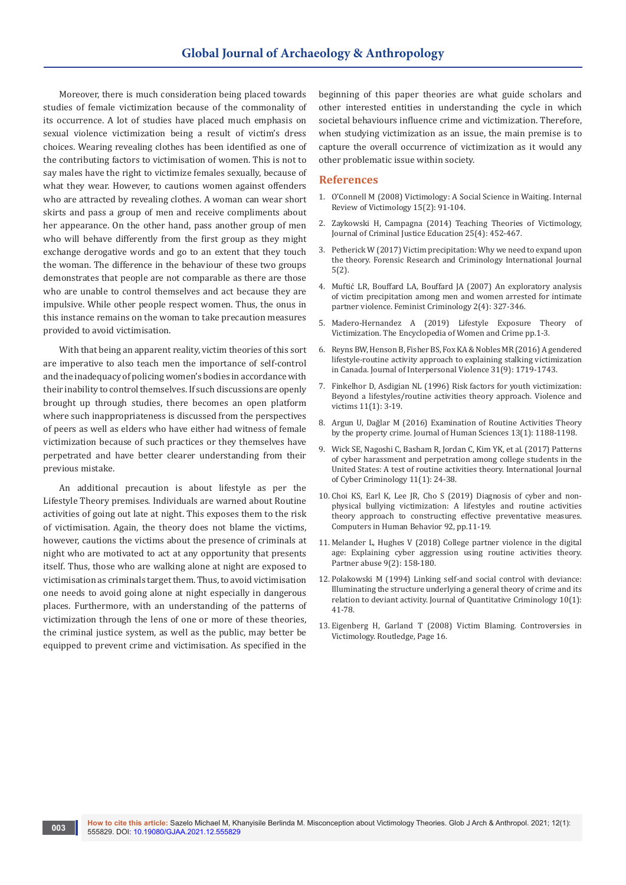Moreover, there is much consideration being placed towards studies of female victimization because of the commonality of its occurrence. A lot of studies have placed much emphasis on sexual violence victimization being a result of victim's dress choices. Wearing revealing clothes has been identified as one of the contributing factors to victimisation of women. This is not to say males have the right to victimize females sexually, because of what they wear. However, to cautions women against offenders who are attracted by revealing clothes. A woman can wear short skirts and pass a group of men and receive compliments about her appearance. On the other hand, pass another group of men who will behave differently from the first group as they might exchange derogative words and go to an extent that they touch the woman. The difference in the behaviour of these two groups demonstrates that people are not comparable as there are those who are unable to control themselves and act because they are impulsive. While other people respect women. Thus, the onus in this instance remains on the woman to take precaution measures provided to avoid victimisation.

With that being an apparent reality, victim theories of this sort are imperative to also teach men the importance of self-control and the inadequacy of policing women's bodies in accordance with their inability to control themselves. If such discussions are openly brought up through studies, there becomes an open platform where such inappropriateness is discussed from the perspectives of peers as well as elders who have either had witness of female victimization because of such practices or they themselves have perpetrated and have better clearer understanding from their previous mistake.

An additional precaution is about lifestyle as per the Lifestyle Theory premises. Individuals are warned about Routine activities of going out late at night. This exposes them to the risk of victimisation. Again, the theory does not blame the victims, however, cautions the victims about the presence of criminals at night who are motivated to act at any opportunity that presents itself. Thus, those who are walking alone at night are exposed to victimisation as criminals target them. Thus, to avoid victimisation one needs to avoid going alone at night especially in dangerous places. Furthermore, with an understanding of the patterns of victimization through the lens of one or more of these theories, the criminal justice system, as well as the public, may better be equipped to prevent crime and victimisation. As specified in the beginning of this paper theories are what guide scholars and other interested entities in understanding the cycle in which societal behaviours influence crime and victimization. Therefore, when studying victimization as an issue, the main premise is to capture the overall occurrence of victimization as it would any other problematic issue within society.

## References

1. O'Connell M (2008) Victimology: A Social Science in Waiting. Internal Review of Victimology 15(2): 91-104.
2. Zaykowski H, Campagna (2014) Teaching Theories of Victimology, Journal of Criminal Justice Education 25(4): 452-467.
3. Petherick W (2017) Victim precipitation: Why we need to expand upon the theory. Forensic Research and Criminology International Journal 5(2).
4. Muftić LR, Bouffard LA, Bouffard JA (2007) An exploratory analysis of victim precipitation among men and women arrested for intimate partner violence. Feminist Criminology 2(4): 327-346.
5. Madero-Hernandez A (2019) Lifestyle Exposure Theory of Victimization. The Encyclopedia of Women and Crime pp.1-3.
6. Reyns BW, Henson B, Fisher BS, Fox KA & Nobles MR (2016) A gendered lifestyle-routine activity approach to explaining stalking victimization in Canada. Journal of Interpersonal Violence 31(9): 1719-1743.
7. Finkelhor D, Asdigian NL (1996) Risk factors for youth victimization: Beyond a lifestyles/routine activities theory approach. Violence and victims 11(1): 3-19.
8. Argun U, Dağlar M (2016) Examination of Routine Activities Theory by the property crime. Journal of Human Sciences 13(1): 1188-1198.
9. Wick SE, Nagoshi C, Basham R, Jordan C, Kim YK, et al. (2017) Patterns of cyber harassment and perpetration among college students in the United States: A test of routine activities theory. International Journal of Cyber Criminology 11(1): 24-38.
10. Choi KS, Earl K, Lee JR, Cho S (2019) Diagnosis of cyber and non-physical bullying victimization: A lifestyles and routine activities theory approach to constructing effective preventative measures. Computers in Human Behavior 92, pp.11-19.
11. Melander L, Hughes V (2018) College partner violence in the digital age: Explaining cyber aggression using routine activities theory. Partner abuse 9(2): 158-180.
12. Polakowski M (1994) Linking self-and social control with deviance: Illuminating the structure underlying a general theory of crime and its relation to deviant activity. Journal of Quantitative Criminology 10(1): 41-78.
13. Eigenberg H, Garland T (2008) Victim Blaming. Controversies in Victimology. Routledge, Page 16.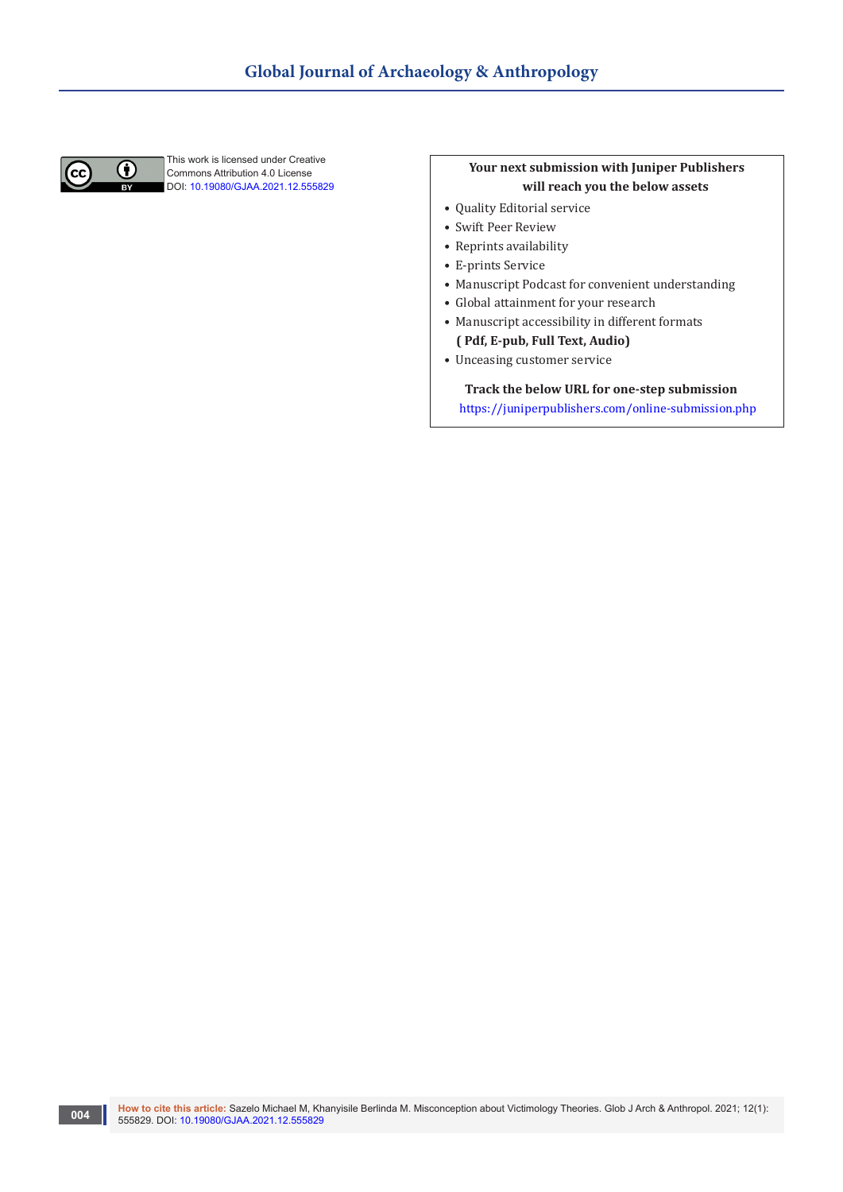This work is licensed under Creative Commons Attribution 4.0 License
DOI: 10.19080/GJAA.2021.12.555829

**Your next submission with Juniper Publishers will reach you the below assets**

- Quality Editorial service
- Swift Peer Review
- Reprints availability
- E-prints Service
- Manuscript Podcast for convenient understanding
- Global attainment for your research
- Manuscript accessibility in different formats **( Pdf, E-pub, Full Text, Audio)**
- Unceasing customer service

**Track the below URL for one-step submission**
https://juniperpublishers.com/online-submission.php

**How to cite this article:** Sazelo Michael M, Khanyisile Berlinda M. Misconception about Victimology Theories. Glob J Arch & Anthropol. 2021; 12(1): 555829. DOI: 10.19080/GJAA.2021.12.555829